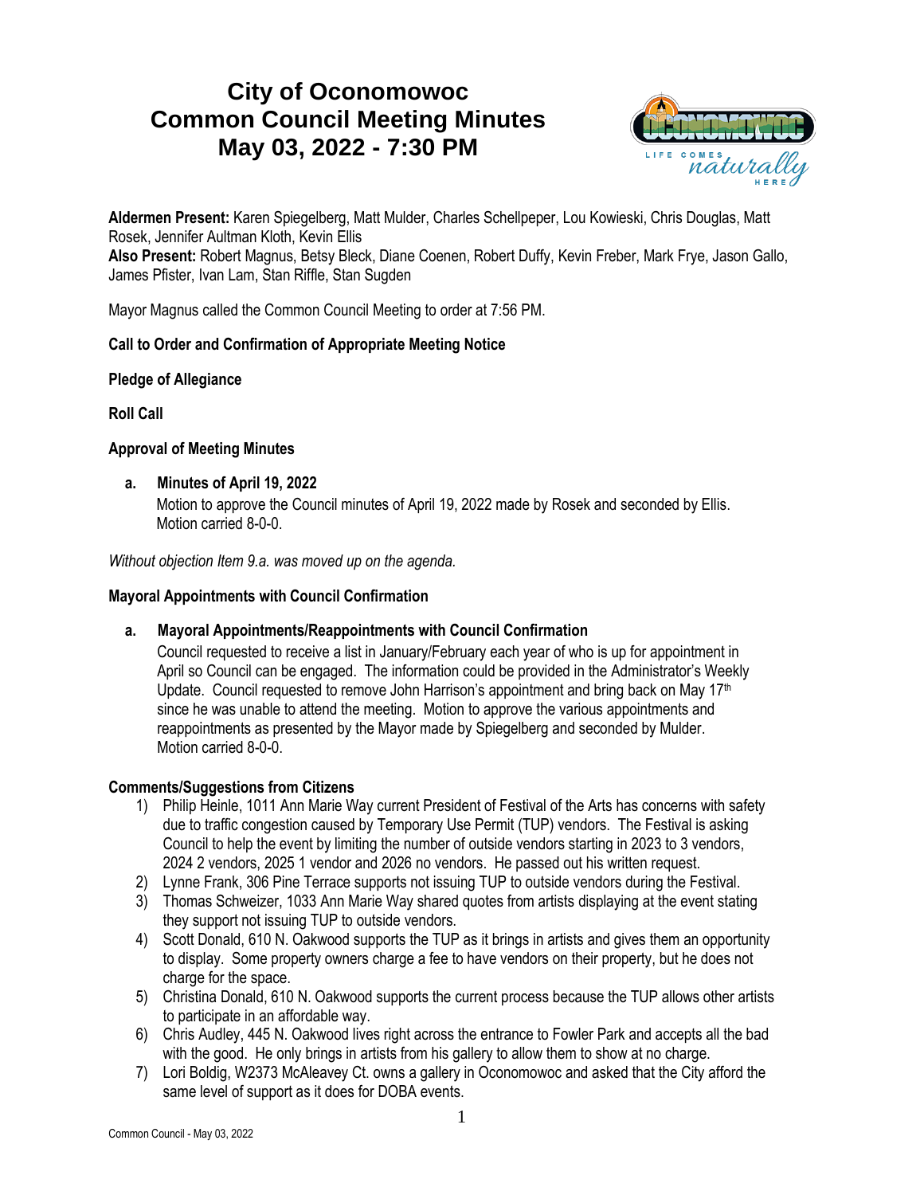# City of Oconomowoc
# Common Council Meeting Minutes
# May 03, 2022 - 7:30 PM

**Aldermen Present:** Karen Spiegelberg, Matt Mulder, Charles Schellpeper, Lou Kowieski, Chris Douglas, Matt Rosek, Jennifer Aultman Kloth, Kevin Ellis
**Also Present:** Robert Magnus, Betsy Bleck, Diane Coenen, Robert Duffy, Kevin Freber, Mark Frye, Jason Gallo, James Pfister, Ivan Lam, Stan Riffle, Stan Sugden

Mayor Magnus called the Common Council Meeting to order at 7:56 PM.

**Call to Order and Confirmation of Appropriate Meeting Notice**

**Pledge of Allegiance**

**Roll Call**

**Approval of Meeting Minutes**

**a. Minutes of April 19, 2022**
Motion to approve the Council minutes of April 19, 2022 made by Rosek and seconded by Ellis. Motion carried 8-0-0.

*Without objection Item 9.a. was moved up on the agenda.*

**Mayoral Appointments with Council Confirmation**

**a. Mayoral Appointments/Reappointments with Council Confirmation**
Council requested to receive a list in January/February each year of who is up for appointment in April so Council can be engaged. The information could be provided in the Administrator's Weekly Update. Council requested to remove John Harrison's appointment and bring back on May 17th since he was unable to attend the meeting. Motion to approve the various appointments and reappointments as presented by the Mayor made by Spiegelberg and seconded by Mulder. Motion carried 8-0-0.

**Comments/Suggestions from Citizens**

1) Philip Heinle, 1011 Ann Marie Way current President of Festival of the Arts has concerns with safety due to traffic congestion caused by Temporary Use Permit (TUP) vendors. The Festival is asking Council to help the event by limiting the number of outside vendors starting in 2023 to 3 vendors, 2024 2 vendors, 2025 1 vendor and 2026 no vendors. He passed out his written request.
2) Lynne Frank, 306 Pine Terrace supports not issuing TUP to outside vendors during the Festival.
3) Thomas Schweizer, 1033 Ann Marie Way shared quotes from artists displaying at the event stating they support not issuing TUP to outside vendors.
4) Scott Donald, 610 N. Oakwood supports the TUP as it brings in artists and gives them an opportunity to display. Some property owners charge a fee to have vendors on their property, but he does not charge for the space.
5) Christina Donald, 610 N. Oakwood supports the current process because the TUP allows other artists to participate in an affordable way.
6) Chris Audley, 445 N. Oakwood lives right across the entrance to Fowler Park and accepts all the bad with the good. He only brings in artists from his gallery to allow them to show at no charge.
7) Lori Boldig, W2373 McAleavey Ct. owns a gallery in Oconomowoc and asked that the City afford the same level of support as it does for DOBA events.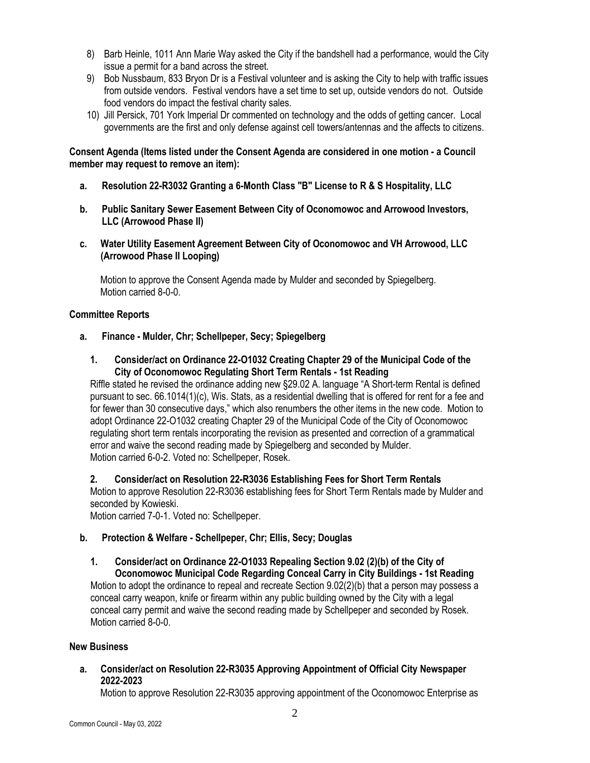8) Barb Heinle, 1011 Ann Marie Way asked the City if the bandshell had a performance, would the City issue a permit for a band across the street.
9) Bob Nussbaum, 833 Bryon Dr is a Festival volunteer and is asking the City to help with traffic issues from outside vendors. Festival vendors have a set time to set up, outside vendors do not. Outside food vendors do impact the festival charity sales.
10) Jill Persick, 701 York Imperial Dr commented on technology and the odds of getting cancer. Local governments are the first and only defense against cell towers/antennas and the affects to citizens.

**Consent Agenda (Items listed under the Consent Agenda are considered in one motion - a Council member may request to remove an item):**

**a. Resolution 22-R3032 Granting a 6-Month Class "B" License to R & S Hospitality, LLC**

**b. Public Sanitary Sewer Easement Between City of Oconomowoc and Arrowood Investors, LLC (Arrowood Phase II)**

**c. Water Utility Easement Agreement Between City of Oconomowoc and VH Arrowood, LLC (Arrowood Phase II Looping)**

Motion to approve the Consent Agenda made by Mulder and seconded by Spiegelberg.
Motion carried 8-0-0.

**Committee Reports**

**a. Finance - Mulder, Chr; Schellpeper, Secy; Spiegelberg**

**1. Consider/act on Ordinance 22-O1032 Creating Chapter 29 of the Municipal Code of the City of Oconomowoc Regulating Short Term Rentals - 1st Reading**

Riffle stated he revised the ordinance adding new §29.02 A. language "A Short-term Rental is defined pursuant to sec. 66.1014(1)(c), Wis. Stats, as a residential dwelling that is offered for rent for a fee and for fewer than 30 consecutive days," which also renumbers the other items in the new code. Motion to adopt Ordinance 22-O1032 creating Chapter 29 of the Municipal Code of the City of Oconomowoc regulating short term rentals incorporating the revision as presented and correction of a grammatical error and waive the second reading made by Spiegelberg and seconded by Mulder.
Motion carried 6-0-2. Voted no: Schellpeper, Rosek.

**2. Consider/act on Resolution 22-R3036 Establishing Fees for Short Term Rentals**

Motion to approve Resolution 22-R3036 establishing fees for Short Term Rentals made by Mulder and seconded by Kowieski.
Motion carried 7-0-1. Voted no: Schellpeper.

**b. Protection & Welfare - Schellpeper, Chr; Ellis, Secy; Douglas**

**1. Consider/act on Ordinance 22-O1033 Repealing Section 9.02 (2)(b) of the City of Oconomowoc Municipal Code Regarding Conceal Carry in City Buildings - 1st Reading**

Motion to adopt the ordinance to repeal and recreate Section 9.02(2)(b) that a person may possess a conceal carry weapon, knife or firearm within any public building owned by the City with a legal conceal carry permit and waive the second reading made by Schellpeper and seconded by Rosek.
Motion carried 8-0-0.

**New Business**

**a. Consider/act on Resolution 22-R3035 Approving Appointment of Official City Newspaper 2022-2023**

Motion to approve Resolution 22-R3035 approving appointment of the Oconomowoc Enterprise as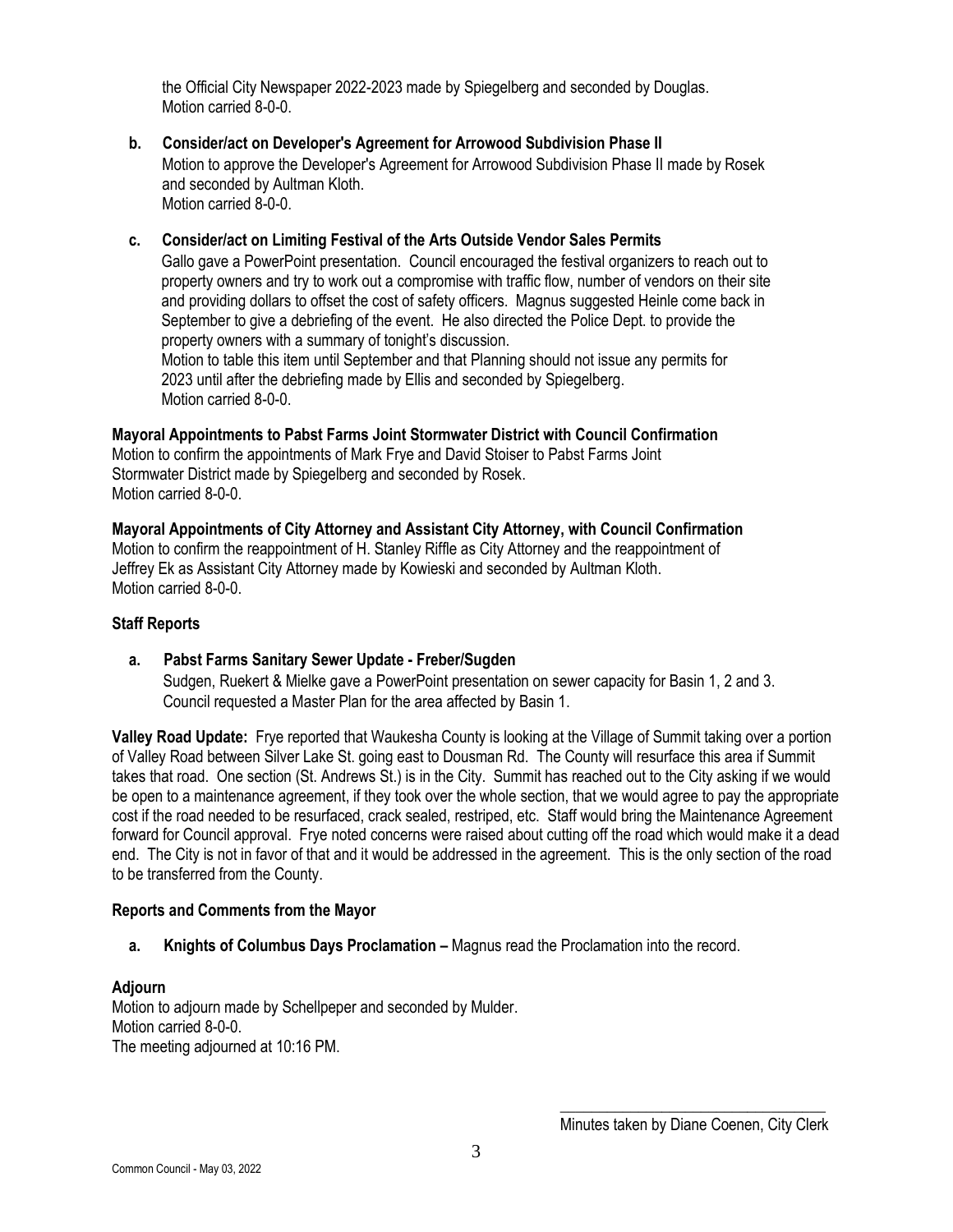the Official City Newspaper 2022-2023 made by Spiegelberg and seconded by Douglas.
Motion carried 8-0-0.

**b. Consider/act on Developer's Agreement for Arrowood Subdivision Phase II**

Motion to approve the Developer's Agreement for Arrowood Subdivision Phase II made by Rosek and seconded by Aultman Kloth.
Motion carried 8-0-0.

**c. Consider/act on Limiting Festival of the Arts Outside Vendor Sales Permits**

Gallo gave a PowerPoint presentation. Council encouraged the festival organizers to reach out to property owners and try to work out a compromise with traffic flow, number of vendors on their site and providing dollars to offset the cost of safety officers. Magnus suggested Heinle come back in September to give a debriefing of the event. He also directed the Police Dept. to provide the property owners with a summary of tonight's discussion.
Motion to table this item until September and that Planning should not issue any permits for 2023 until after the debriefing made by Ellis and seconded by Spiegelberg.
Motion carried 8-0-0.

**Mayoral Appointments to Pabst Farms Joint Stormwater District with Council Confirmation**

Motion to confirm the appointments of Mark Frye and David Stoiser to Pabst Farms Joint Stormwater District made by Spiegelberg and seconded by Rosek.
Motion carried 8-0-0.

**Mayoral Appointments of City Attorney and Assistant City Attorney, with Council Confirmation**

Motion to confirm the reappointment of H. Stanley Riffle as City Attorney and the reappointment of Jeffrey Ek as Assistant City Attorney made by Kowieski and seconded by Aultman Kloth.
Motion carried 8-0-0.

**Staff Reports**

**a. Pabst Farms Sanitary Sewer Update - Freber/Sugden**

Sudgen, Ruekert & Mielke gave a PowerPoint presentation on sewer capacity for Basin 1, 2 and 3.
Council requested a Master Plan for the area affected by Basin 1.

**Valley Road Update:** Frye reported that Waukesha County is looking at the Village of Summit taking over a portion of Valley Road between Silver Lake St. going east to Dousman Rd. The County will resurface this area if Summit takes that road. One section (St. Andrews St.) is in the City. Summit has reached out to the City asking if we would be open to a maintenance agreement, if they took over the whole section, that we would agree to pay the appropriate cost if the road needed to be resurfaced, crack sealed, restriped, etc. Staff would bring the Maintenance Agreement forward for Council approval. Frye noted concerns were raised about cutting off the road which would make it a dead end. The City is not in favor of that and it would be addressed in the agreement. This is the only section of the road to be transferred from the County.

**Reports and Comments from the Mayor**

**a. Knights of Columbus Days Proclamation –** Magnus read the Proclamation into the record.

**Adjourn**

Motion to adjourn made by Schellpeper and seconded by Mulder.
Motion carried 8-0-0.
The meeting adjourned at 10:16 PM.

\_\_\_\_\_\_\_\_\_\_\_\_\_\_\_\_\_\_\_\_\_\_\_\_\_\_\_\_\_\_\_\_\_\_

Minutes taken by Diane Coenen, City Clerk